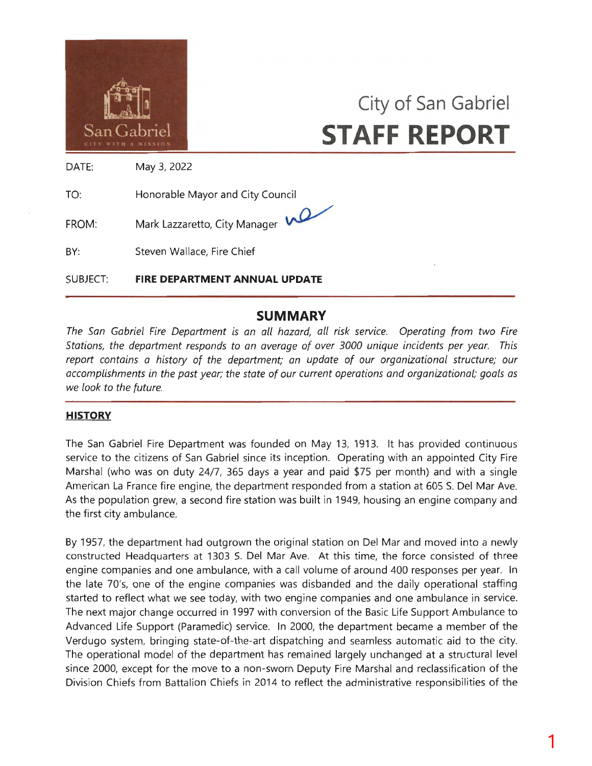City of San Gabriel

# STAFF REPORT

DATE: May 3, 2022

TO: Honorable Mayor and City Council

FROM: Mark Lazzaretto, City Manager

BY: Steven Wallace, Fire Chief

SUBJECT: **FIRE DEPARTMENT ANNUAL UPDATE**

## SUMMARY

*The San Gabriel Fire Department is an all hazard, all risk service. Operating from two Fire Stations, the department responds to an average of over 3000 unique incidents per year. This report contains a history of the department; an update of our organizational structure; our accomplishments in the past year; the state of our current operations and organizational; goals as we look to the future.*

### HISTORY

The San Gabriel Fire Department was founded on May 13, 1913. It has provided continuous service to the citizens of San Gabriel since its inception. Operating with an appointed City Fire Marshal (who was on duty 24/7, 365 days a year and paid $75 per month) and with a single American La France fire engine, the department responded from a station at 605 S. Del Mar Ave. As the population grew, a second fire station was built in 1949, housing an engine company and the first city ambulance.

By 1957, the department had outgrown the original station on Del Mar and moved into a newly constructed Headquarters at 1303 S. Del Mar Ave. At this time, the force consisted of three engine companies and one ambulance, with a call volume of around 400 responses per year. In the late 70's, one of the engine companies was disbanded and the daily operational staffing started to reflect what we see today, with two engine companies and one ambulance in service. The next major change occurred in 1997 with conversion of the Basic Life Support Ambulance to Advanced Life Support (Paramedic) service. In 2000, the department became a member of the Verdugo system, bringing state-of-the-art dispatching and seamless automatic aid to the city. The operational model of the department has remained largely unchanged at a structural level since 2000, except for the move to a non-sworn Deputy Fire Marshal and reclassification of the Division Chiefs from Battalion Chiefs in 2014 to reflect the administrative responsibilities of the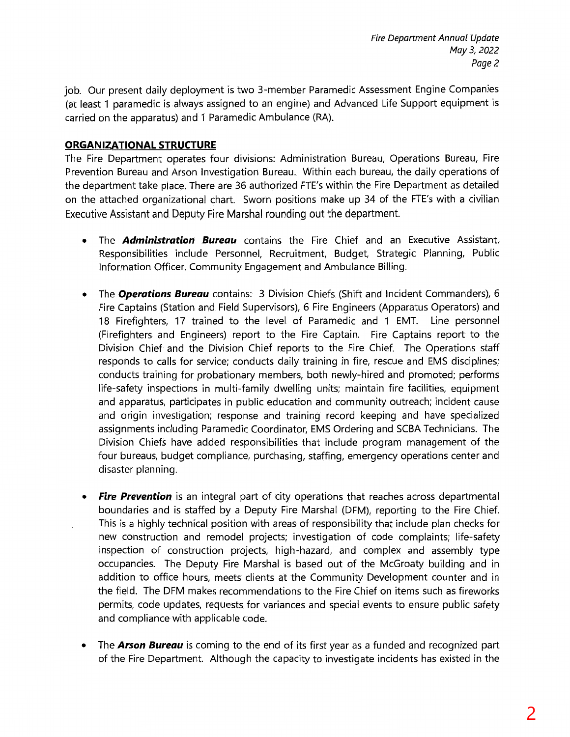job. Our present daily deployment is two 3-member Paramedic Assessment Engine Companies (at least 1 paramedic is always assigned to an engine) and Advanced Life Support equipment is carried on the apparatus) and 1 Paramedic Ambulance (RA).

## ORGANIZATIONAL STRUCTURE

The Fire Department operates four divisions: Administration Bureau, Operations Bureau, Fire Prevention Bureau and Arson Investigation Bureau. Within each bureau, the daily operations of the department take place. There are 36 authorized FTE's within the Fire Department as detailed on the attached organizational chart. Sworn positions make up 34 of the FTE's with a civilian Executive Assistant and Deputy Fire Marshal rounding out the department.

- The ***Administration Bureau*** contains the Fire Chief and an Executive Assistant. Responsibilities include Personnel, Recruitment, Budget, Strategic Planning, Public Information Officer, Community Engagement and Ambulance Billing.

- The ***Operations Bureau*** contains: 3 Division Chiefs (Shift and Incident Commanders), 6 Fire Captains (Station and Field Supervisors), 6 Fire Engineers (Apparatus Operators) and 18 Firefighters, 17 trained to the level of Paramedic and 1 EMT. Line personnel (Firefighters and Engineers) report to the Fire Captain. Fire Captains report to the Division Chief and the Division Chief reports to the Fire Chief. The Operations staff responds to calls for service; conducts daily training in fire, rescue and EMS disciplines; conducts training for probationary members, both newly-hired and promoted; performs life-safety inspections in multi-family dwelling units; maintain fire facilities, equipment and apparatus, participates in public education and community outreach; incident cause and origin investigation; response and training record keeping and have specialized assignments including Paramedic Coordinator, EMS Ordering and SCBA Technicians. The Division Chiefs have added responsibilities that include program management of the four bureaus, budget compliance, purchasing, staffing, emergency operations center and disaster planning.

- ***Fire Prevention*** is an integral part of city operations that reaches across departmental boundaries and is staffed by a Deputy Fire Marshal (DFM), reporting to the Fire Chief. This is a highly technical position with areas of responsibility that include plan checks for new construction and remodel projects; investigation of code complaints; life-safety inspection of construction projects, high-hazard, and complex and assembly type occupancies. The Deputy Fire Marshal is based out of the McGroaty building and in addition to office hours, meets clients at the Community Development counter and in the field. The DFM makes recommendations to the Fire Chief on items such as fireworks permits, code updates, requests for variances and special events to ensure public safety and compliance with applicable code.

- The ***Arson Bureau*** is coming to the end of its first year as a funded and recognized part of the Fire Department. Although the capacity to investigate incidents has existed in the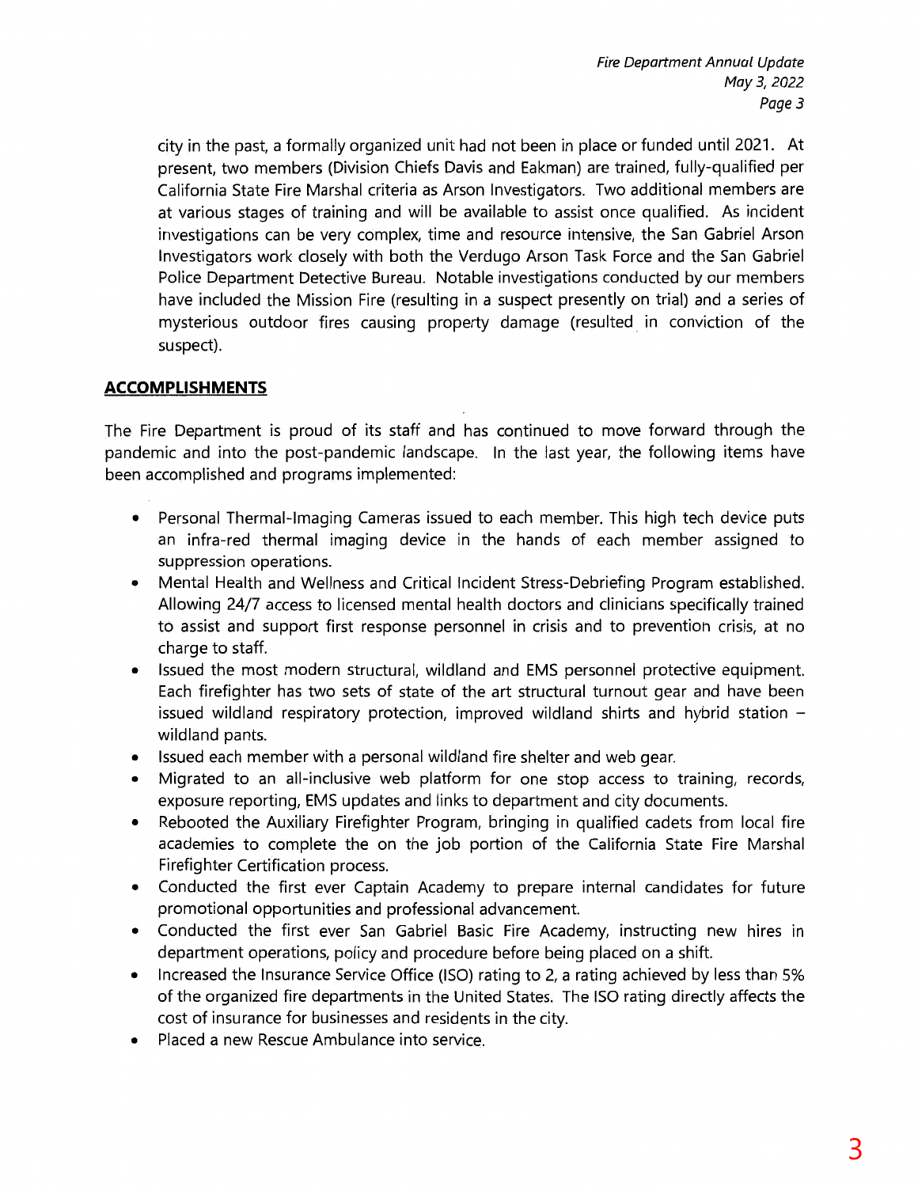city in the past, a formally organized unit had not been in place or funded until 2021. At present, two members (Division Chiefs Davis and Eakman) are trained, fully-qualified per California State Fire Marshal criteria as Arson Investigators. Two additional members are at various stages of training and will be available to assist once qualified. As incident investigations can be very complex, time and resource intensive, the San Gabriel Arson Investigators work closely with both the Verdugo Arson Task Force and the San Gabriel Police Department Detective Bureau. Notable investigations conducted by our members have included the Mission Fire (resulting in a suspect presently on trial) and a series of mysterious outdoor fires causing property damage (resulted in conviction of the suspect).

## ACCOMPLISHMENTS

The Fire Department is proud of its staff and has continued to move forward through the pandemic and into the post-pandemic landscape. In the last year, the following items have been accomplished and programs implemented:

- Personal Thermal-Imaging Cameras issued to each member. This high tech device puts an infra-red thermal imaging device in the hands of each member assigned to suppression operations.
- Mental Health and Wellness and Critical Incident Stress-Debriefing Program established. Allowing 24/7 access to licensed mental health doctors and clinicians specifically trained to assist and support first response personnel in crisis and to prevention crisis, at no charge to staff.
- Issued the most modern structural, wildland and EMS personnel protective equipment. Each firefighter has two sets of state of the art structural turnout gear and have been issued wildland respiratory protection, improved wildland shirts and hybrid station – wildland pants.
- Issued each member with a personal wildland fire shelter and web gear.
- Migrated to an all-inclusive web platform for one stop access to training, records, exposure reporting, EMS updates and links to department and city documents.
- Rebooted the Auxiliary Firefighter Program, bringing in qualified cadets from local fire academies to complete the on the job portion of the California State Fire Marshal Firefighter Certification process.
- Conducted the first ever Captain Academy to prepare internal candidates for future promotional opportunities and professional advancement.
- Conducted the first ever San Gabriel Basic Fire Academy, instructing new hires in department operations, policy and procedure before being placed on a shift.
- Increased the Insurance Service Office (ISO) rating to 2, a rating achieved by less than 5% of the organized fire departments in the United States. The ISO rating directly affects the cost of insurance for businesses and residents in the city.
- Placed a new Rescue Ambulance into service.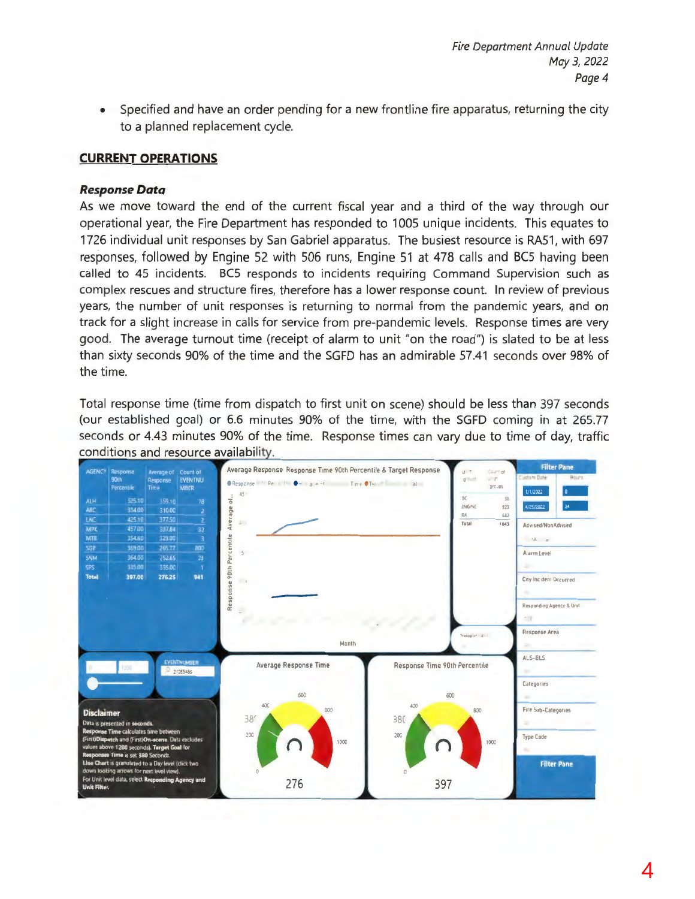- Specified and have an order pending for a new frontline fire apparatus, returning the city to a planned replacement cycle.

## CURRENT OPERATIONS

### *Response Data*

As we move toward the end of the current fiscal year and a third of the way through our operational year, the Fire Department has responded to 1005 unique incidents. This equates to 1726 individual unit responses by San Gabriel apparatus. The busiest resource is RA51, with 697 responses, followed by Engine 52 with 506 runs, Engine 51 at 478 calls and BC5 having been called to 45 incidents. BC5 responds to incidents requiring Command Supervision such as complex rescues and structure fires, therefore has a lower response count. In review of previous years, the number of unit responses is returning to normal from the pandemic years, and on track for a slight increase in calls for service from pre-pandemic levels. Response times are very good. The average turnout time (receipt of alarm to unit "on the road") is slated to be at less than sixty seconds 90% of the time and the SGFD has an admirable 57.41 seconds over 98% of the time.

Total response time (time from dispatch to first unit on scene) should be less than 397 seconds (our established goal) or 6.6 minutes 90% of the time, with the SGFD coming in at 265.77 seconds or 4.43 minutes 90% of the time. Response times can vary due to time of day, traffic conditions and resource availability.

| AGENCY | Response 90th Percentile | Average of Response Time | Count of EVENTNUMBER |
|---|---|---|---|
| ALH | 525.10 | 359.10 | 78 |
| ARC | 314.00 | 310.00 | 2 |
| LAC | 425.10 | 377.50 | 2 |
| MPK | 457.00 | 337.84 | 32 |
| MTB | 354.60 | 329.00 | 3 |
| SGB | 369.00 | 265.77 | 800 |
| SNM | 364.00 | 252.65 | 23 |
| SPS | 335.00 | 335.00 | 1 |
| **Total** | **397.00** | **276.25** | **941** |

| Unit Group | Count of Unit Groups |
|---|---|
| BC | 35 |
| ENGINE | 923 |
| RA | 682 |
| Total | 1643 |

Average Response Time: 276

Response Time 90th Percentile: 397

**Disclaimer**
Data is presented in **seconds**.
**Response Time** calculates time between (First)**Dispatch** and (First)**On-scene**. Data excludes values above 1200 seconds. **Target Goal** for **Responses Time** is set 380 Seconds.
**Line Chart** is granulated to a Day level (click two down looking arrows for next level view).
For Unit level data, select **Responding Agency and Unit Filter.**

Filter Pane: Custom Date 1/1/2022 – 4/25/2022; Hours 0 – 24; Advised/NonAdvised; Alarm Level; City Incident Occurred; Responding Agency & Unit; Response Area; ALS-BLS; Categories; Fire Sub-Categories; Type Code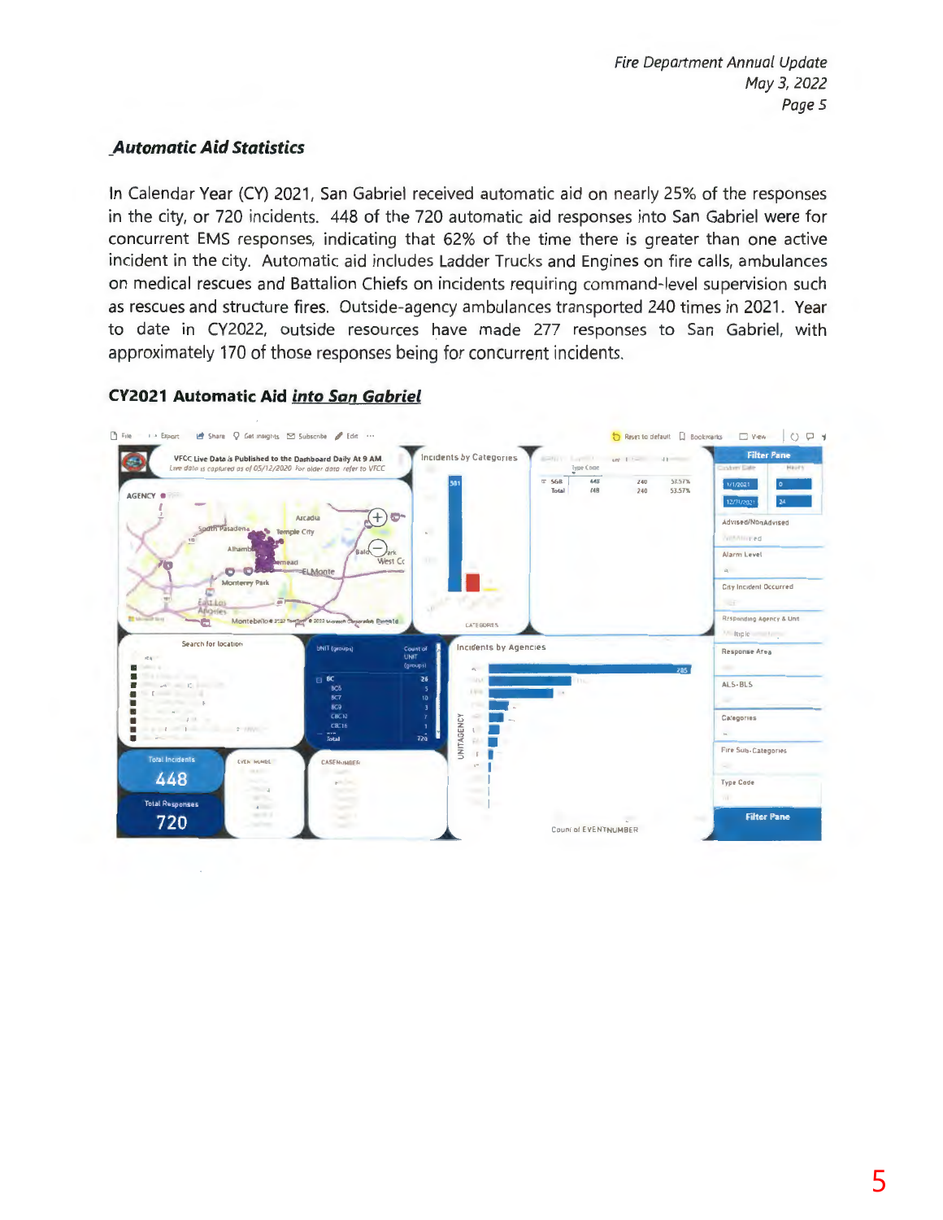## Automatic Aid Statistics

In Calendar Year (CY) 2021, San Gabriel received automatic aid on nearly 25% of the responses in the city, or 720 incidents. 448 of the 720 automatic aid responses into San Gabriel were for concurrent EMS responses, indicating that 62% of the time there is greater than one active incident in the city. Automatic aid includes Ladder Trucks and Engines on fire calls, ambulances on medical rescues and Battalion Chiefs on incidents requiring command-level supervision such as rescues and structure fires. Outside-agency ambulances transported 240 times in 2021. Year to date in CY2022, outside resources have made 277 responses to San Gabriel, with approximately 170 of those responses being for concurrent incidents.

### CY2021 Automatic Aid *into San Gabriel*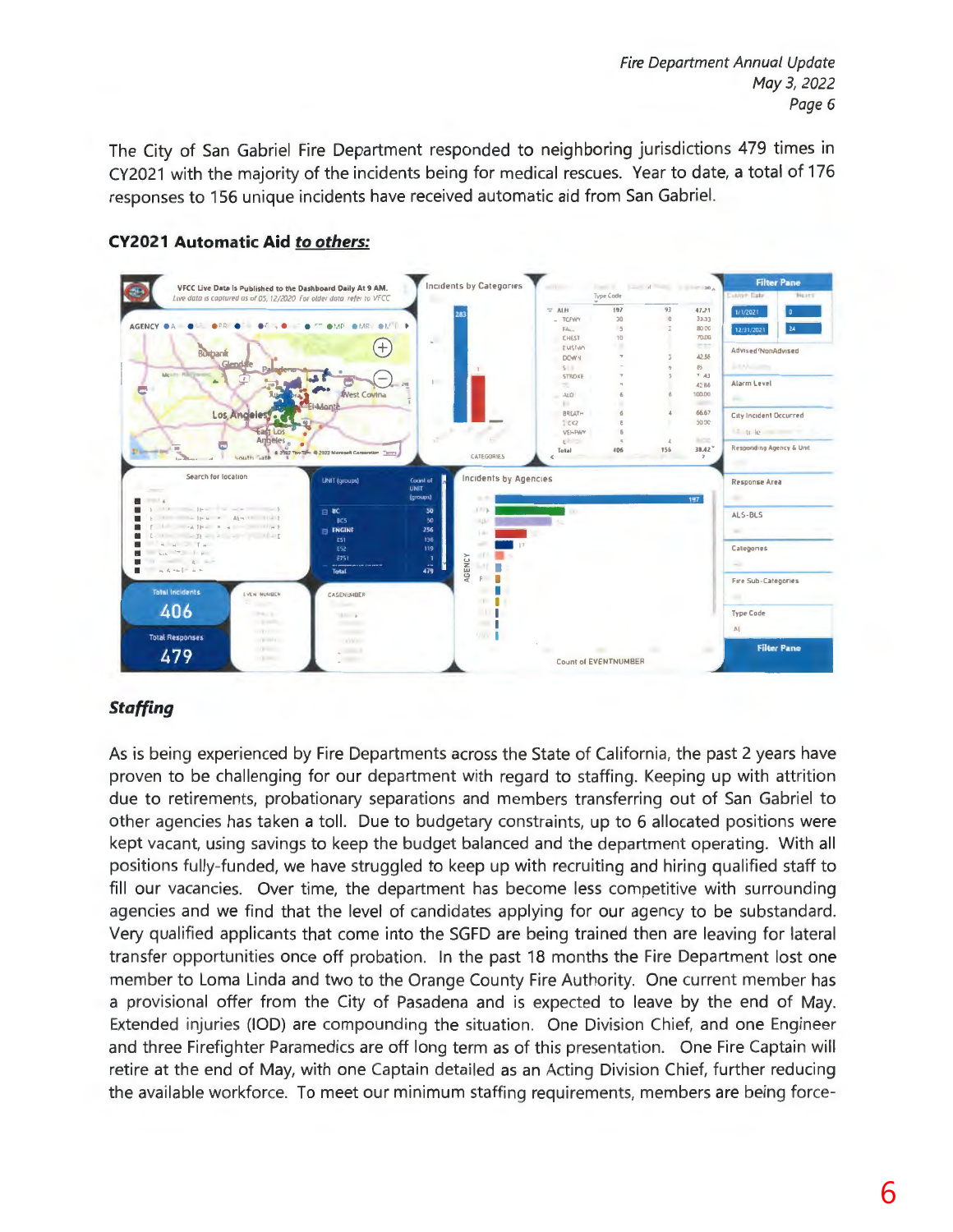The City of San Gabriel Fire Department responded to neighboring jurisdictions 479 times in CY2021 with the majority of the incidents being for medical rescues. Year to date, a total of 176 responses to 156 unique incidents have received automatic aid from San Gabriel.

**CY2021 Automatic Aid *to others:***

## *Staffing*

As is being experienced by Fire Departments across the State of California, the past 2 years have proven to be challenging for our department with regard to staffing. Keeping up with attrition due to retirements, probationary separations and members transferring out of San Gabriel to other agencies has taken a toll. Due to budgetary constraints, up to 6 allocated positions were kept vacant, using savings to keep the budget balanced and the department operating. With all positions fully-funded, we have struggled to keep up with recruiting and hiring qualified staff to fill our vacancies. Over time, the department has become less competitive with surrounding agencies and we find that the level of candidates applying for our agency to be substandard. Very qualified applicants that come into the SGFD are being trained then are leaving for lateral transfer opportunities once off probation. In the past 18 months the Fire Department lost one member to Loma Linda and two to the Orange County Fire Authority. One current member has a provisional offer from the City of Pasadena and is expected to leave by the end of May. Extended injuries (IOD) are compounding the situation. One Division Chief, and one Engineer and three Firefighter Paramedics are off long term as of this presentation. One Fire Captain will retire at the end of May, with one Captain detailed as an Acting Division Chief, further reducing the available workforce. To meet our minimum staffing requirements, members are being force-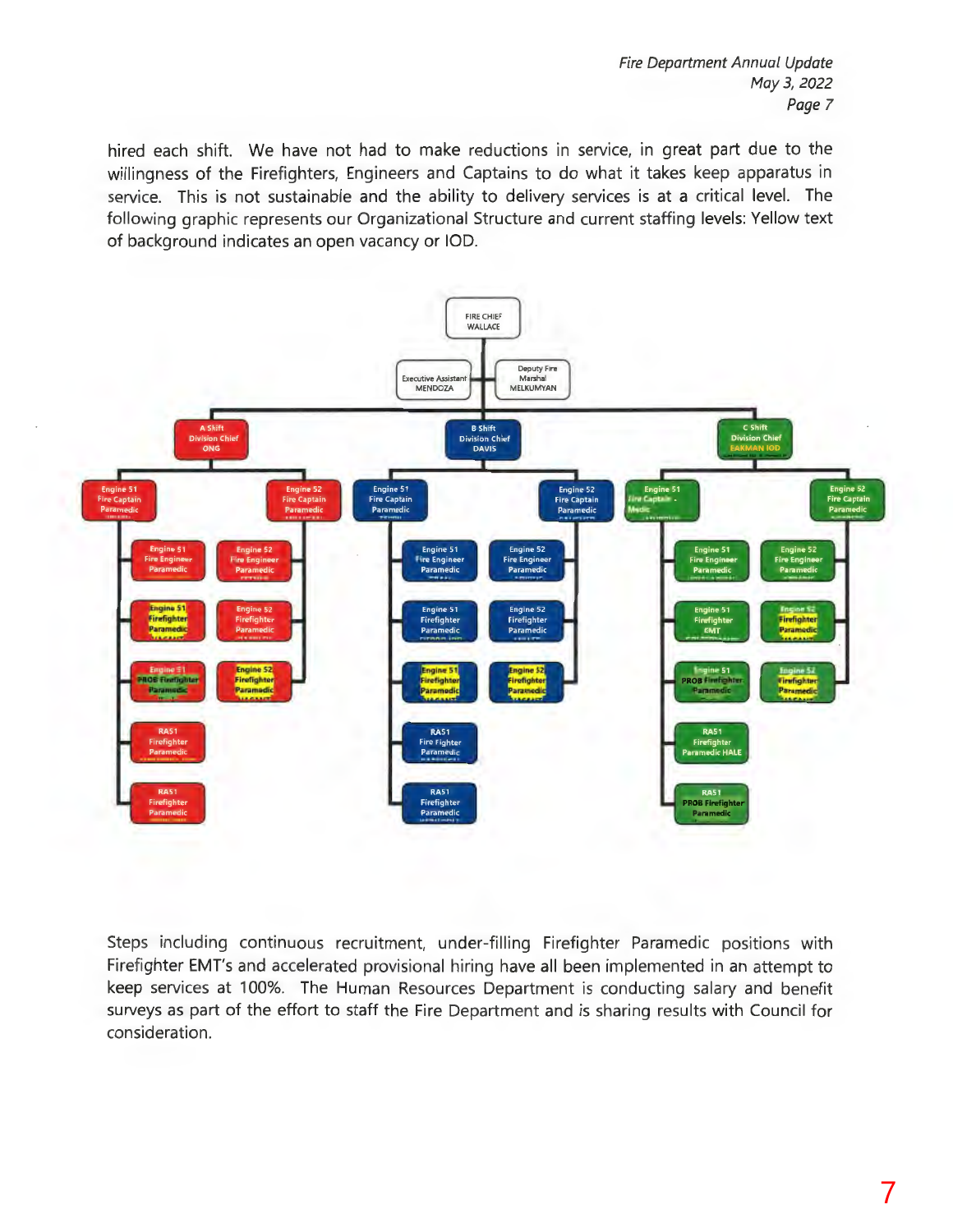hired each shift. We have not had to make reductions in service, in great part due to the willingness of the Firefighters, Engineers and Captains to do what it takes keep apparatus in service. This is not sustainable and the ability to delivery services is at a critical level. The following graphic represents our Organizational Structure and current staffing levels: Yellow text of background indicates an open vacancy or IOD.

FIRE CHIEF
WALLACE

Executive Assistant
MENDOZA

Deputy Fire Marshal
MELKUMYAN

**A Shift Division Chief ONG**

- Engine 51 Fire Captain Paramedic
- Engine 52 Fire Captain Paramedic
- Engine 51 Fire Engineer Paramedic
- Engine 52 Fire Engineer Paramedic
- Engine 51 Firefighter Paramedic VACANT
- Engine 52 Firefighter Paramedic
- Engine 51 PROB Firefighter Paramedic
- Engine 52 Firefighter Paramedic VACANT
- RA51 Firefighter Paramedic
- RA51 Firefighter Paramedic

**B Shift Division Chief DAVIS**

- Engine 51 Fire Captain Paramedic
- Engine 52 Fire Captain Paramedic
- Engine 51 Fire Engineer Paramedic
- Engine 52 Fire Engineer Paramedic
- Engine 51 Firefighter Paramedic
- Engine 52 Firefighter Paramedic
- Engine 51 Firefighter Paramedic VACANT
- Engine 52 Firefighter Paramedic VACANT
- RA51 Fire Fighter Paramedic
- RA51 Firefighter Paramedic

**C Shift Division Chief EAKMAN IOD**

- Engine 51 Fire Captain - Medic
- Engine 52 Fire Captain Paramedic
- Engine 51 Fire Engineer Paramedic
- Engine 52 Fire Engineer Paramedic
- Engine 51 Firefighter EMT
- Engine 52 Firefighter Paramedic VACANT
- Engine 51 PROB Firefighter Paramedic
- Engine 52 Firefighter Paramedic VACANT
- RA51 Firefighter Paramedic HALE
- RA51 PROB Firefighter Paramedic

Steps including continuous recruitment, under-filling Firefighter Paramedic positions with Firefighter EMT's and accelerated provisional hiring have all been implemented in an attempt to keep services at 100%. The Human Resources Department is conducting salary and benefit surveys as part of the effort to staff the Fire Department and is sharing results with Council for consideration.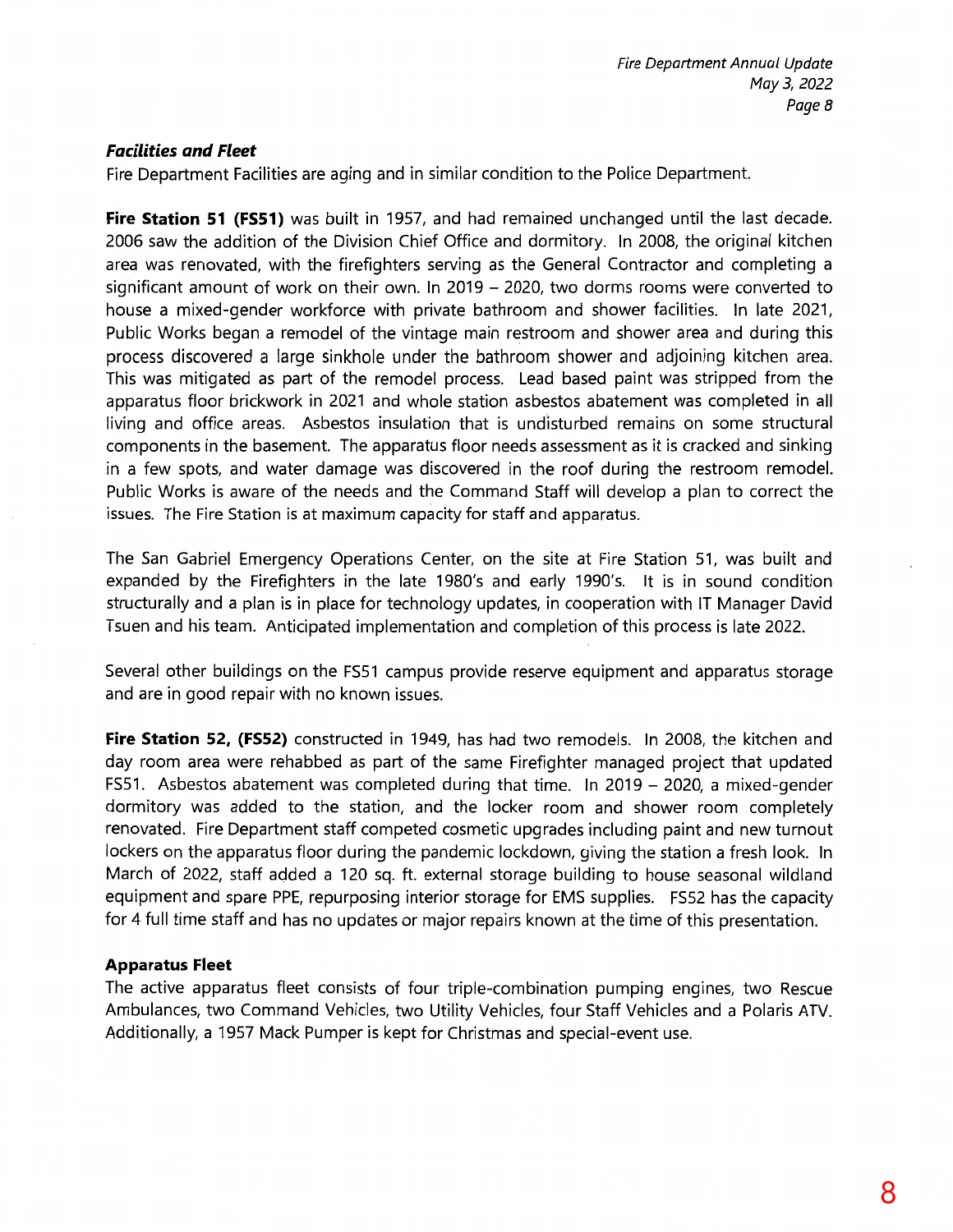### ***Facilities and Fleet***

Fire Department Facilities are aging and in similar condition to the Police Department.

**Fire Station 51 (FS51)** was built in 1957, and had remained unchanged until the last decade. 2006 saw the addition of the Division Chief Office and dormitory. In 2008, the original kitchen area was renovated, with the firefighters serving as the General Contractor and completing a significant amount of work on their own. In 2019 – 2020, two dorms rooms were converted to house a mixed-gender workforce with private bathroom and shower facilities. In late 2021, Public Works began a remodel of the vintage main restroom and shower area and during this process discovered a large sinkhole under the bathroom shower and adjoining kitchen area. This was mitigated as part of the remodel process. Lead based paint was stripped from the apparatus floor brickwork in 2021 and whole station asbestos abatement was completed in all living and office areas. Asbestos insulation that is undisturbed remains on some structural components in the basement. The apparatus floor needs assessment as it is cracked and sinking in a few spots, and water damage was discovered in the roof during the restroom remodel. Public Works is aware of the needs and the Command Staff will develop a plan to correct the issues. The Fire Station is at maximum capacity for staff and apparatus.

The San Gabriel Emergency Operations Center, on the site at Fire Station 51, was built and expanded by the Firefighters in the late 1980's and early 1990's. It is in sound condition structurally and a plan is in place for technology updates, in cooperation with IT Manager David Tsuen and his team. Anticipated implementation and completion of this process is late 2022.

Several other buildings on the FS51 campus provide reserve equipment and apparatus storage and are in good repair with no known issues.

**Fire Station 52, (FS52)** constructed in 1949, has had two remodels. In 2008, the kitchen and day room area were rehabbed as part of the same Firefighter managed project that updated FS51. Asbestos abatement was completed during that time. In 2019 – 2020, a mixed-gender dormitory was added to the station, and the locker room and shower room completely renovated. Fire Department staff competed cosmetic upgrades including paint and new turnout lockers on the apparatus floor during the pandemic lockdown, giving the station a fresh look. In March of 2022, staff added a 120 sq. ft. external storage building to house seasonal wildland equipment and spare PPE, repurposing interior storage for EMS supplies. FS52 has the capacity for 4 full time staff and has no updates or major repairs known at the time of this presentation.

#### **Apparatus Fleet**

The active apparatus fleet consists of four triple-combination pumping engines, two Rescue Ambulances, two Command Vehicles, two Utility Vehicles, four Staff Vehicles and a Polaris ATV. Additionally, a 1957 Mack Pumper is kept for Christmas and special-event use.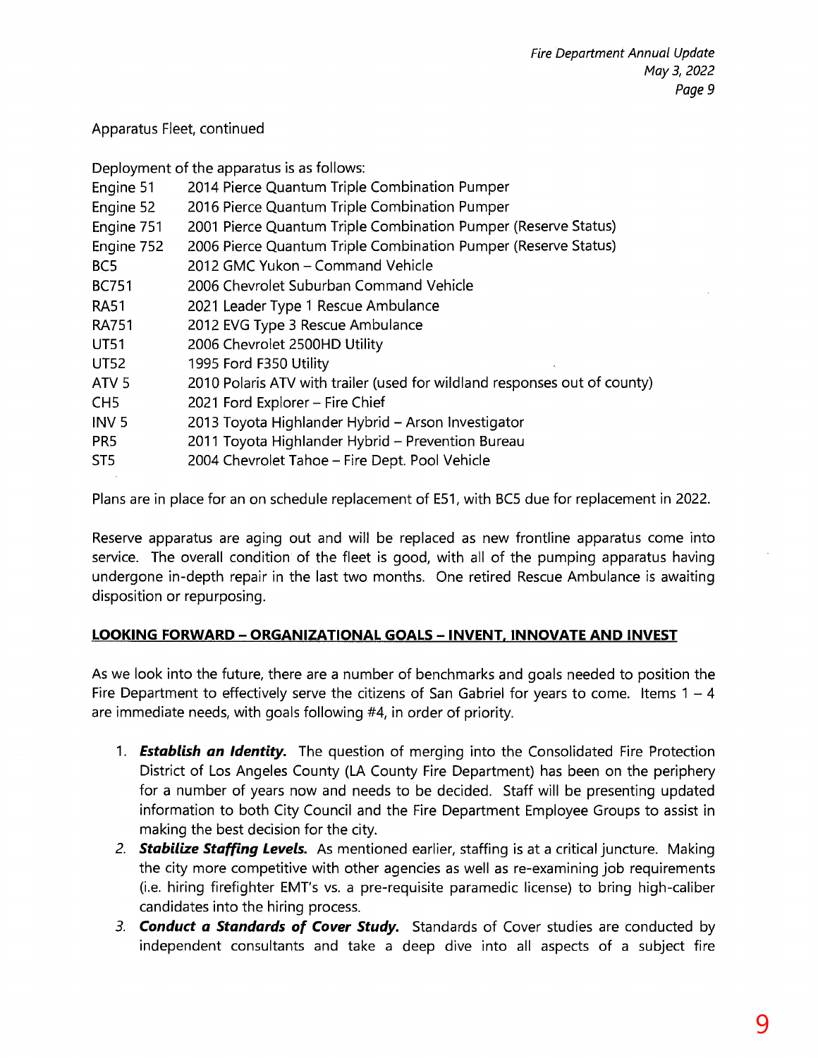Apparatus Fleet, continued

Deployment of the apparatus is as follows:

| | |
|---|---|
| Engine 51 | 2014 Pierce Quantum Triple Combination Pumper |
| Engine 52 | 2016 Pierce Quantum Triple Combination Pumper |
| Engine 751 | 2001 Pierce Quantum Triple Combination Pumper (Reserve Status) |
| Engine 752 | 2006 Pierce Quantum Triple Combination Pumper (Reserve Status) |
| BC5 | 2012 GMC Yukon – Command Vehicle |
| BC751 | 2006 Chevrolet Suburban Command Vehicle |
| RA51 | 2021 Leader Type 1 Rescue Ambulance |
| RA751 | 2012 EVG Type 3 Rescue Ambulance |
| UT51 | 2006 Chevrolet 2500HD Utility |
| UT52 | 1995 Ford F350 Utility |
| ATV 5 | 2010 Polaris ATV with trailer (used for wildland responses out of county) |
| CH5 | 2021 Ford Explorer – Fire Chief |
| INV 5 | 2013 Toyota Highlander Hybrid – Arson Investigator |
| PR5 | 2011 Toyota Highlander Hybrid – Prevention Bureau |
| ST5 | 2004 Chevrolet Tahoe – Fire Dept. Pool Vehicle |

Plans are in place for an on schedule replacement of E51, with BC5 due for replacement in 2022.

Reserve apparatus are aging out and will be replaced as new frontline apparatus come into service. The overall condition of the fleet is good, with all of the pumping apparatus having undergone in-depth repair in the last two months. One retired Rescue Ambulance is awaiting disposition or repurposing.

## LOOKING FORWARD – ORGANIZATIONAL GOALS – INVENT, INNOVATE AND INVEST

As we look into the future, there are a number of benchmarks and goals needed to position the Fire Department to effectively serve the citizens of San Gabriel for years to come. Items 1 – 4 are immediate needs, with goals following #4, in order of priority.

1. ***Establish an Identity.*** The question of merging into the Consolidated Fire Protection District of Los Angeles County (LA County Fire Department) has been on the periphery for a number of years now and needs to be decided. Staff will be presenting updated information to both City Council and the Fire Department Employee Groups to assist in making the best decision for the city.
2. ***Stabilize Staffing Levels.*** As mentioned earlier, staffing is at a critical juncture. Making the city more competitive with other agencies as well as re-examining job requirements (i.e. hiring firefighter EMT's vs. a pre-requisite paramedic license) to bring high-caliber candidates into the hiring process.
3. ***Conduct a Standards of Cover Study.*** Standards of Cover studies are conducted by independent consultants and take a deep dive into all aspects of a subject fire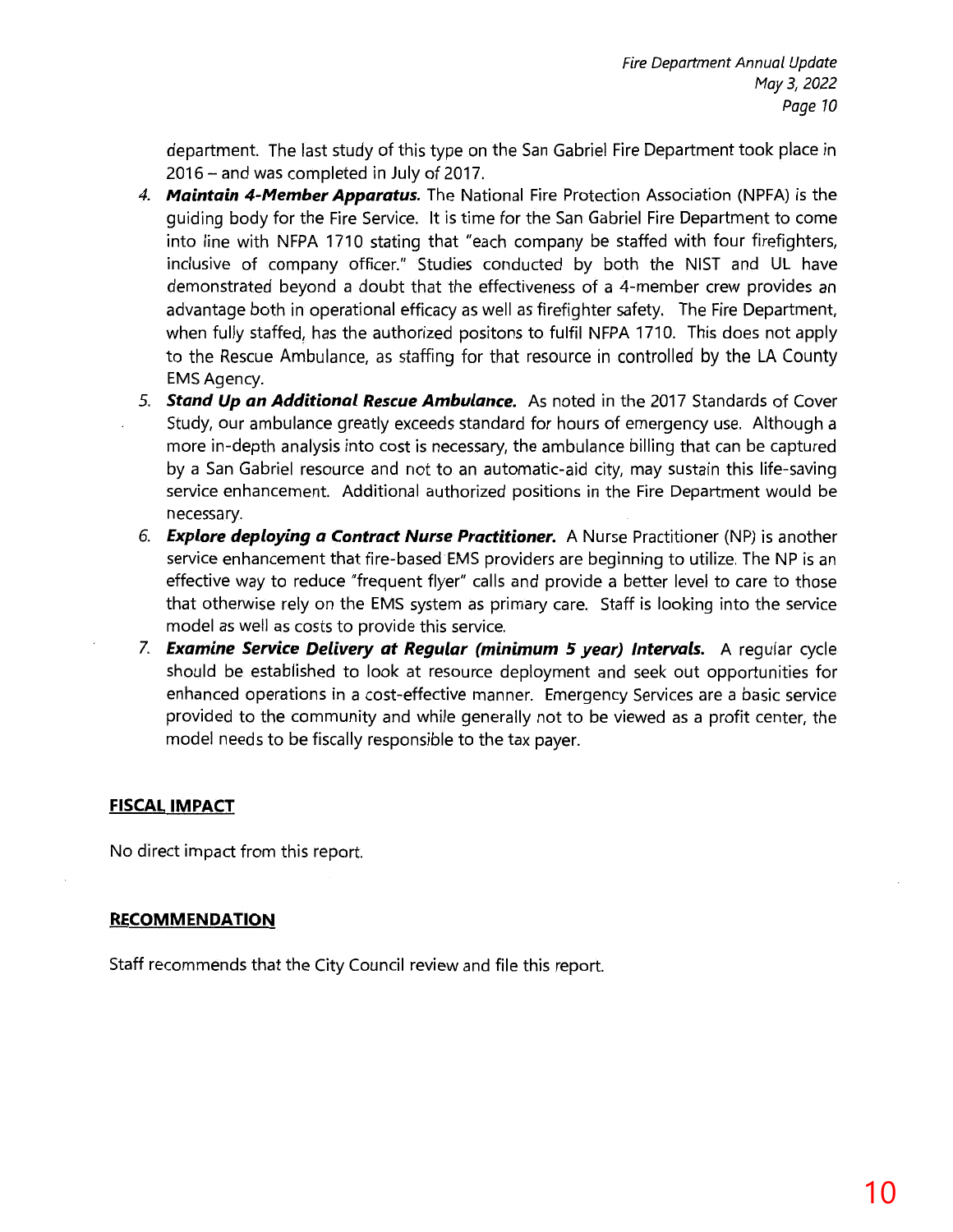department. The last study of this type on the San Gabriel Fire Department took place in 2016 – and was completed in July of 2017.

4. ***Maintain 4-Member Apparatus.*** The National Fire Protection Association (NPFA) is the guiding body for the Fire Service. It is time for the San Gabriel Fire Department to come into line with NFPA 1710 stating that "each company be staffed with four firefighters, inclusive of company officer." Studies conducted by both the NIST and UL have demonstrated beyond a doubt that the effectiveness of a 4-member crew provides an advantage both in operational efficacy as well as firefighter safety. The Fire Department, when fully staffed, has the authorized positons to fulfil NFPA 1710. This does not apply to the Rescue Ambulance, as staffing for that resource in controlled by the LA County EMS Agency.
5. ***Stand Up an Additional Rescue Ambulance.*** As noted in the 2017 Standards of Cover Study, our ambulance greatly exceeds standard for hours of emergency use. Although a more in-depth analysis into cost is necessary, the ambulance billing that can be captured by a San Gabriel resource and not to an automatic-aid city, may sustain this life-saving service enhancement. Additional authorized positions in the Fire Department would be necessary.
6. ***Explore deploying a Contract Nurse Practitioner.*** A Nurse Practitioner (NP) is another service enhancement that fire-based EMS providers are beginning to utilize. The NP is an effective way to reduce "frequent flyer" calls and provide a better level to care to those that otherwise rely on the EMS system as primary care. Staff is looking into the service model as well as costs to provide this service.
7. ***Examine Service Delivery at Regular (minimum 5 year) Intervals.*** A regular cycle should be established to look at resource deployment and seek out opportunities for enhanced operations in a cost-effective manner. Emergency Services are a basic service provided to the community and while generally not to be viewed as a profit center, the model needs to be fiscally responsible to the tax payer.

## FISCAL IMPACT

No direct impact from this report.

## RECOMMENDATION

Staff recommends that the City Council review and file this report.